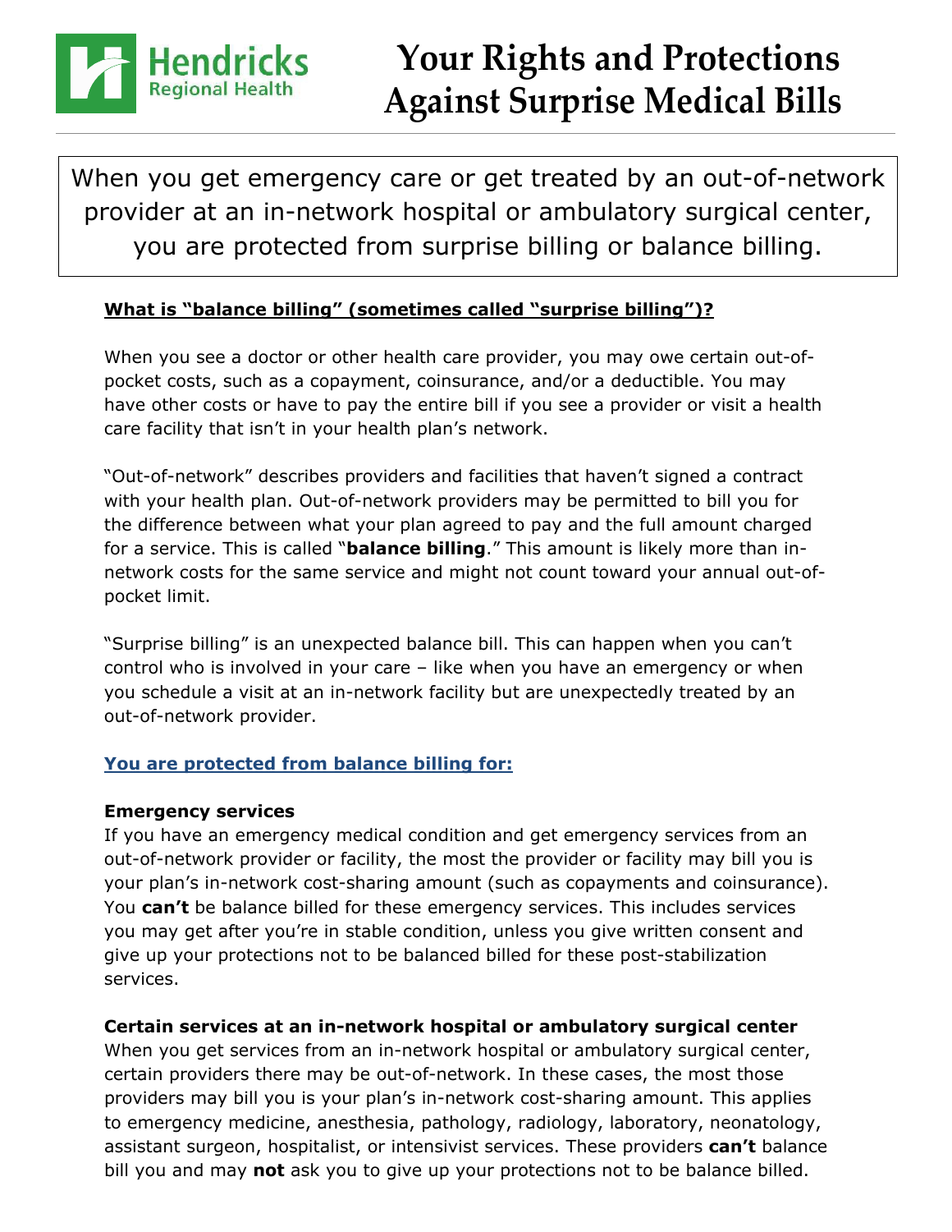Hendricks Regional Health

# Your Rights and Protections Against Surprise Medical Bills

When you get emergency care or get treated by an out-of-network provider at an in-network hospital or ambulatory surgical center, you are protected from surprise billing or balance billing.

## What is "balance billing" (sometimes called "surprise billing")?

When you see a doctor or other health care provider, you may owe certain out-of-pocket costs, such as a copayment, coinsurance, and/or a deductible. You may have other costs or have to pay the entire bill if you see a provider or visit a health care facility that isn't in your health plan's network.

"Out-of-network" describes providers and facilities that haven't signed a contract with your health plan. Out-of-network providers may be permitted to bill you for the difference between what your plan agreed to pay and the full amount charged for a service. This is called "**balance billing**." This amount is likely more than in-network costs for the same service and might not count toward your annual out-of-pocket limit.

"Surprise billing" is an unexpected balance bill. This can happen when you can't control who is involved in your care – like when you have an emergency or when you schedule a visit at an in-network facility but are unexpectedly treated by an out-of-network provider.

## You are protected from balance billing for:

**Emergency services**

If you have an emergency medical condition and get emergency services from an out-of-network provider or facility, the most the provider or facility may bill you is your plan's in-network cost-sharing amount (such as copayments and coinsurance). You **can't** be balance billed for these emergency services. This includes services you may get after you're in stable condition, unless you give written consent and give up your protections not to be balanced billed for these post-stabilization services.

**Certain services at an in-network hospital or ambulatory surgical center**

When you get services from an in-network hospital or ambulatory surgical center, certain providers there may be out-of-network. In these cases, the most those providers may bill you is your plan's in-network cost-sharing amount. This applies to emergency medicine, anesthesia, pathology, radiology, laboratory, neonatology, assistant surgeon, hospitalist, or intensivist services. These providers **can't** balance bill you and may **not** ask you to give up your protections not to be balance billed.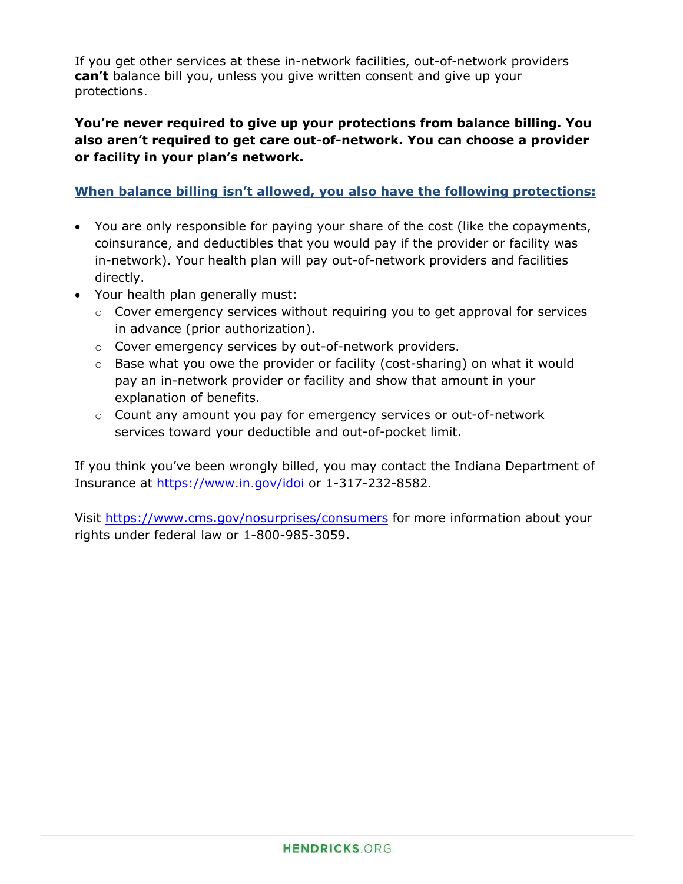If you get other services at these in-network facilities, out-of-network providers **can't** balance bill you, unless you give written consent and give up your protections.

**You're never required to give up your protections from balance billing. You also aren't required to get care out-of-network. You can choose a provider or facility in your plan's network.**

## When balance billing isn't allowed, you also have the following protections:

- You are only responsible for paying your share of the cost (like the copayments, coinsurance, and deductibles that you would pay if the provider or facility was in-network). Your health plan will pay out-of-network providers and facilities directly.
- Your health plan generally must:
  - Cover emergency services without requiring you to get approval for services in advance (prior authorization).
  - Cover emergency services by out-of-network providers.
  - Base what you owe the provider or facility (cost-sharing) on what it would pay an in-network provider or facility and show that amount in your explanation of benefits.
  - Count any amount you pay for emergency services or out-of-network services toward your deductible and out-of-pocket limit.

If you think you've been wrongly billed, you may contact the Indiana Department of Insurance at https://www.in.gov/idoi or 1-317-232-8582.

Visit https://www.cms.gov/nosurprises/consumers for more information about your rights under federal law or 1-800-985-3059.